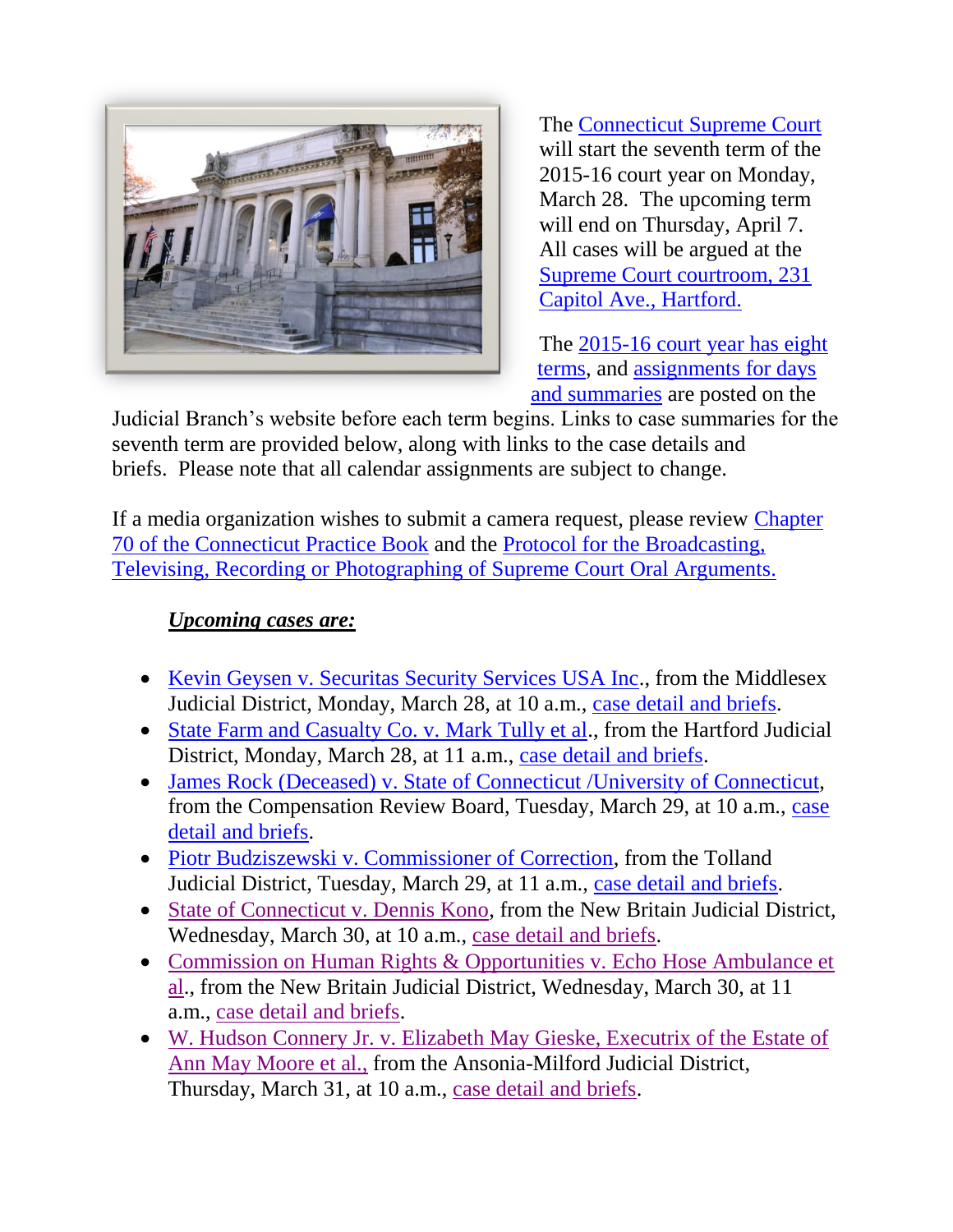The Connecticut Supreme Court will start the seventh term of the 2015-16 court year on Monday, March 28. The upcoming term will end on Thursday, April 7. All cases will be argued at the Supreme Court courtroom, 231 Capitol Ave., Hartford.

The 2015-16 court year has eight terms, and assignments for days and summaries are posted on the Judicial Branch's website before each term begins. Links to case summaries for the seventh term are provided below, along with links to the case details and briefs. Please note that all calendar assignments are subject to change.

If a media organization wishes to submit a camera request, please review Chapter 70 of the Connecticut Practice Book and the Protocol for the Broadcasting, Televising, Recording or Photographing of Supreme Court Oral Arguments.

***Upcoming cases are:***

- Kevin Geysen v. Securitas Security Services USA Inc., from the Middlesex Judicial District, Monday, March 28, at 10 a.m., case detail and briefs.
- State Farm and Casualty Co. v. Mark Tully et al., from the Hartford Judicial District, Monday, March 28, at 11 a.m., case detail and briefs.
- James Rock (Deceased) v. State of Connecticut /University of Connecticut, from the Compensation Review Board, Tuesday, March 29, at 10 a.m., case detail and briefs.
- Piotr Budziszewski v. Commissioner of Correction, from the Tolland Judicial District, Tuesday, March 29, at 11 a.m., case detail and briefs.
- State of Connecticut v. Dennis Kono, from the New Britain Judicial District, Wednesday, March 30, at 10 a.m., case detail and briefs.
- Commission on Human Rights & Opportunities v. Echo Hose Ambulance et al., from the New Britain Judicial District, Wednesday, March 30, at 11 a.m., case detail and briefs.
- W. Hudson Connery Jr. v. Elizabeth May Gieske, Executrix of the Estate of Ann May Moore et al., from the Ansonia-Milford Judicial District, Thursday, March 31, at 10 a.m., case detail and briefs.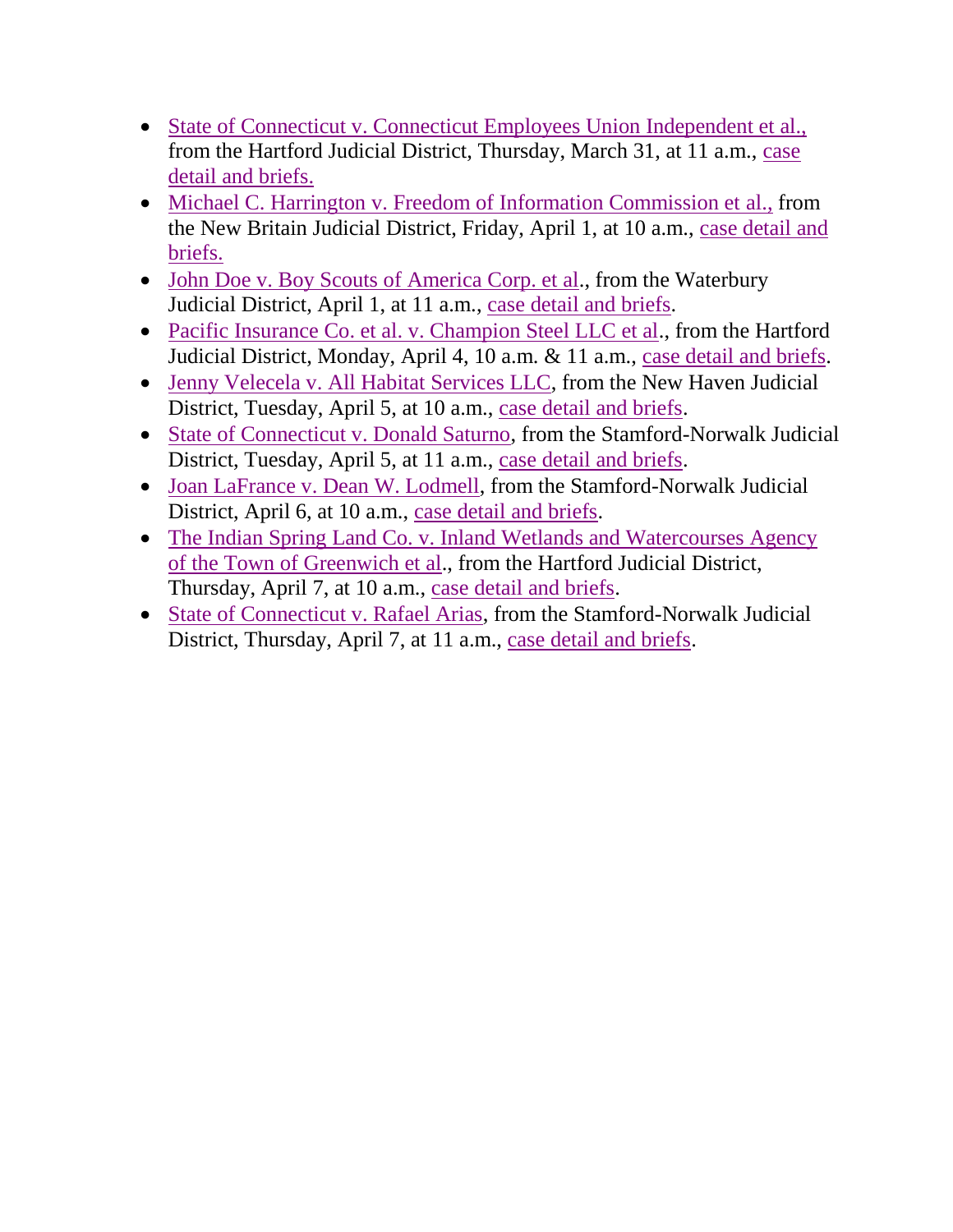- State of Connecticut v. Connecticut Employees Union Independent et al., from the Hartford Judicial District, Thursday, March 31, at 11 a.m., case detail and briefs.
- Michael C. Harrington v. Freedom of Information Commission et al., from the New Britain Judicial District, Friday, April 1, at 10 a.m., case detail and briefs.
- John Doe v. Boy Scouts of America Corp. et al., from the Waterbury Judicial District, April 1, at 11 a.m., case detail and briefs.
- Pacific Insurance Co. et al. v. Champion Steel LLC et al., from the Hartford Judicial District, Monday, April 4, 10 a.m. & 11 a.m., case detail and briefs.
- Jenny Velecela v. All Habitat Services LLC, from the New Haven Judicial District, Tuesday, April 5, at 10 a.m., case detail and briefs.
- State of Connecticut v. Donald Saturno, from the Stamford-Norwalk Judicial District, Tuesday, April 5, at 11 a.m., case detail and briefs.
- Joan LaFrance v. Dean W. Lodmell, from the Stamford-Norwalk Judicial District, April 6, at 10 a.m., case detail and briefs.
- The Indian Spring Land Co. v. Inland Wetlands and Watercourses Agency of the Town of Greenwich et al., from the Hartford Judicial District, Thursday, April 7, at 10 a.m., case detail and briefs.
- State of Connecticut v. Rafael Arias, from the Stamford-Norwalk Judicial District, Thursday, April 7, at 11 a.m., case detail and briefs.